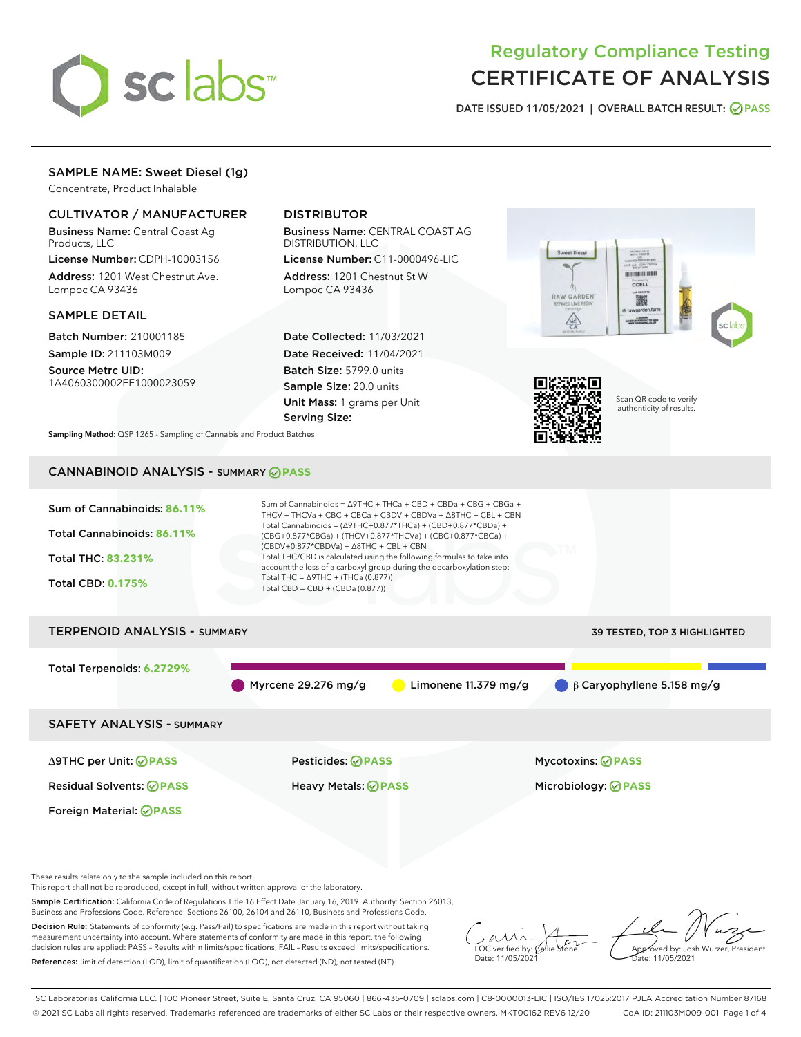# Regulatory Compliance Testing
# CERTIFICATE OF ANALYSIS

DATE ISSUED 11/05/2021 | OVERALL BATCH RESULT: PASS

## SAMPLE NAME: Sweet Diesel (1g)

Concentrate, Product Inhalable

### CULTIVATOR / MANUFACTURER

**Business Name:** Central Coast Ag Products, LLC
**License Number:** CDPH-10003156
**Address:** 1201 West Chestnut Ave. Lompoc CA 93436

### DISTRIBUTOR

**Business Name:** CENTRAL COAST AG DISTRIBUTION, LLC
**License Number:** C11-0000496-LIC
**Address:** 1201 Chestnut St W Lompoc CA 93436

### SAMPLE DETAIL

**Batch Number:** 210001185
**Sample ID:** 211103M009
**Source Metrc UID:** 1A4060300002EE1000023059

**Date Collected:** 11/03/2021
**Date Received:** 11/04/2021
**Batch Size:** 5799.0 units
**Sample Size:** 20.0 units
**Unit Mass:** 1 grams per Unit
**Serving Size:**

Scan QR code to verify authenticity of results.

**Sampling Method:** QSP 1265 - Sampling of Cannabis and Product Batches

## CANNABINOID ANALYSIS - SUMMARY PASS

Sum of Cannabinoids: **86.11%**

Total Cannabinoids: **86.11%**

Total THC: **83.231%**

Total CBD: **0.175%**

Sum of Cannabinoids = Δ9THC + THCa + CBD + CBDa + CBG + CBGa + THCV + THCVa + CBC + CBCa + CBDV + CBDVa + Δ8THC + CBL + CBN

Total Cannabinoids = (Δ9THC+0.877*THCa) + (CBD+0.877*CBDa) + (CBG+0.877*CBGa) + (THCV+0.877*THCVa) + (CBC+0.877*CBCa) + (CBDV+0.877*CBDVa) + Δ8THC + CBL + CBN

Total THC/CBD is calculated using the following formulas to take into account the loss of a carboxyl group during the decarboxylation step:
Total THC = Δ9THC + (THCa (0.877))
Total CBD = CBD + (CBDa (0.877))

## TERPENOID ANALYSIS - SUMMARY

39 TESTED, TOP 3 HIGHLIGHTED

Total Terpenoids: **6.2729%**

Myrcene 29.276 mg/g
Limonene 11.379 mg/g
β Caryophyllene 5.158 mg/g

## SAFETY ANALYSIS - SUMMARY

| | | |
|---|---|---|
| Δ9THC per Unit: PASS | Pesticides: PASS | Mycotoxins: PASS |
| Residual Solvents: PASS | Heavy Metals: PASS | Microbiology: PASS |
| Foreign Material: PASS | | |

These results relate only to the sample included on this report.
This report shall not be reproduced, except in full, without written approval of the laboratory.

**Sample Certification:** California Code of Regulations Title 16 Effect Date January 16, 2019. Authority: Section 26013, Business and Professions Code. Reference: Sections 26100, 26104 and 26110, Business and Professions Code.

**Decision Rule:** Statements of conformity (e.g. Pass/Fail) to specifications are made in this report without taking measurement uncertainty into account. Where statements of conformity are made in this report, the following decision rules are applied: PASS – Results within limits/specifications, FAIL – Results exceed limits/specifications.

**References:** limit of detection (LOD), limit of quantification (LOQ), not detected (ND), not tested (NT)

LQC verified by: Callie Stone
Date: 11/05/2021

Approved by: Josh Wurzer, President
Date: 11/05/2021

SC Laboratories California LLC. | 100 Pioneer Street, Suite E, Santa Cruz, CA 95060 | 866-435-0709 | sclabs.com | C8-0000013-LIC | ISO/IES 17025:2017 PJLA Accreditation Number 87168
© 2021 SC Labs all rights reserved. Trademarks referenced are trademarks of either SC Labs or their respective owners. MKT00162 REV6 12/20 CoA ID: 211103M009-001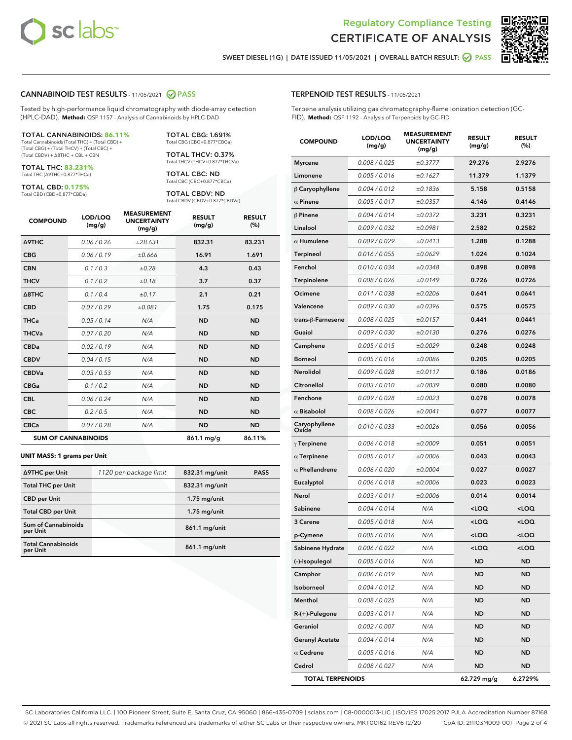# Regulatory Compliance Testing
# CERTIFICATE OF ANALYSIS

SWEET DIESEL (1G) | DATE ISSUED 11/05/2021 | OVERALL BATCH RESULT: PASS

## CANNABINOID TEST RESULTS - 11/05/2021 PASS

Tested by high-performance liquid chromatography with diode-array detection (HPLC-DAD). **Method:** QSP 1157 - Analysis of Cannabinoids by HPLC-DAD

**TOTAL CANNABINOIDS: 86.11%**
Total Cannabinoids (Total THC) + (Total CBD) + (Total CBG) + (Total THCV) + (Total CBC) + (Total CBDV) + Δ8THC + CBL + CBN

**TOTAL THC: 83.231%**
Total THC (Δ9THC+0.877*THCa)

**TOTAL CBD: 0.175%**
Total CBD (CBD+0.877*CBDa)

**TOTAL CBG: 1.691%**
Total CBG (CBG+0.877*CBGa)

**TOTAL THCV: 0.37%**
Total THCV (THCV+0.877*THCVa)

**TOTAL CBC: ND**
Total CBC (CBC+0.877*CBCa)

**TOTAL CBDV: ND**
Total CBDV (CBDV+0.877*CBDVa)

| COMPOUND | LOD/LOQ (mg/g) | MEASUREMENT UNCERTAINTY (mg/g) | RESULT (mg/g) | RESULT (%) |
|---|---|---|---|---|
| Δ9THC | 0.06 / 0.26 | ±28.631 | 832.31 | 83.231 |
| CBG | 0.06 / 0.19 | ±0.666 | 16.91 | 1.691 |
| CBN | 0.1 / 0.3 | ±0.28 | 4.3 | 0.43 |
| THCV | 0.1 / 0.2 | ±0.18 | 3.7 | 0.37 |
| Δ8THC | 0.1 / 0.4 | ±0.17 | 2.1 | 0.21 |
| CBD | 0.07 / 0.29 | ±0.081 | 1.75 | 0.175 |
| THCa | 0.05 / 0.14 | N/A | ND | ND |
| THCVa | 0.07 / 0.20 | N/A | ND | ND |
| CBDa | 0.02 / 0.19 | N/A | ND | ND |
| CBDV | 0.04 / 0.15 | N/A | ND | ND |
| CBDVa | 0.03 / 0.53 | N/A | ND | ND |
| CBGa | 0.1 / 0.2 | N/A | ND | ND |
| CBL | 0.06 / 0.24 | N/A | ND | ND |
| CBC | 0.2 / 0.5 | N/A | ND | ND |
| CBCa | 0.07 / 0.28 | N/A | ND | ND |
| **SUM OF CANNABINOIDS** | | | 861.1 mg/g | 86.11% |

**UNIT MASS: 1 grams per Unit**

| | | | |
|---|---|---|---|
| Δ9THC per Unit | 1120 per-package limit | 832.31 mg/unit | PASS |
| Total THC per Unit | | 832.31 mg/unit | |
| CBD per Unit | | 1.75 mg/unit | |
| Total CBD per Unit | | 1.75 mg/unit | |
| Sum of Cannabinoids per Unit | | 861.1 mg/unit | |
| Total Cannabinoids per Unit | | 861.1 mg/unit | |

## TERPENOID TEST RESULTS - 11/05/2021

Terpene analysis utilizing gas chromatography-flame ionization detection (GC-FID). **Method:** QSP 1192 - Analysis of Terpenoids by GC-FID

| COMPOUND | LOD/LOQ (mg/g) | MEASUREMENT UNCERTAINTY (mg/g) | RESULT (mg/g) | RESULT (%) |
|---|---|---|---|---|
| Myrcene | 0.008 / 0.025 | ±0.3777 | 29.276 | 2.9276 |
| Limonene | 0.005 / 0.016 | ±0.1627 | 11.379 | 1.1379 |
| β Caryophyllene | 0.004 / 0.012 | ±0.1836 | 5.158 | 0.5158 |
| α Pinene | 0.005 / 0.017 | ±0.0357 | 4.146 | 0.4146 |
| β Pinene | 0.004 / 0.014 | ±0.0372 | 3.231 | 0.3231 |
| Linalool | 0.009 / 0.032 | ±0.0981 | 2.582 | 0.2582 |
| α Humulene | 0.009 / 0.029 | ±0.0413 | 1.288 | 0.1288 |
| Terpineol | 0.016 / 0.055 | ±0.0629 | 1.024 | 0.1024 |
| Fenchol | 0.010 / 0.034 | ±0.0348 | 0.898 | 0.0898 |
| Terpinolene | 0.008 / 0.026 | ±0.0149 | 0.726 | 0.0726 |
| Ocimene | 0.011 / 0.038 | ±0.0206 | 0.641 | 0.0641 |
| Valencene | 0.009 / 0.030 | ±0.0396 | 0.575 | 0.0575 |
| trans-β-Farnesene | 0.008 / 0.025 | ±0.0157 | 0.441 | 0.0441 |
| Guaiol | 0.009 / 0.030 | ±0.0130 | 0.276 | 0.0276 |
| Camphene | 0.005 / 0.015 | ±0.0029 | 0.248 | 0.0248 |
| Borneol | 0.005 / 0.016 | ±0.0086 | 0.205 | 0.0205 |
| Nerolidol | 0.009 / 0.028 | ±0.0117 | 0.186 | 0.0186 |
| Citronellol | 0.003 / 0.010 | ±0.0039 | 0.080 | 0.0080 |
| Fenchone | 0.009 / 0.028 | ±0.0023 | 0.078 | 0.0078 |
| α Bisabolol | 0.008 / 0.026 | ±0.0041 | 0.077 | 0.0077 |
| Caryophyllene Oxide | 0.010 / 0.033 | ±0.0026 | 0.056 | 0.0056 |
| γ Terpinene | 0.006 / 0.018 | ±0.0009 | 0.051 | 0.0051 |
| α Terpinene | 0.005 / 0.017 | ±0.0006 | 0.043 | 0.0043 |
| α Phellandrene | 0.006 / 0.020 | ±0.0004 | 0.027 | 0.0027 |
| Eucalyptol | 0.006 / 0.018 | ±0.0006 | 0.023 | 0.0023 |
| Nerol | 0.003 / 0.011 | ±0.0006 | 0.014 | 0.0014 |
| Sabinene | 0.004 / 0.014 | N/A | <LOQ | <LOQ |
| 3 Carene | 0.005 / 0.018 | N/A | <LOQ | <LOQ |
| p-Cymene | 0.005 / 0.016 | N/A | <LOQ | <LOQ |
| Sabinene Hydrate | 0.006 / 0.022 | N/A | <LOQ | <LOQ |
| (-)-Isopulegol | 0.005 / 0.016 | N/A | ND | ND |
| Camphor | 0.006 / 0.019 | N/A | ND | ND |
| Isoborneol | 0.004 / 0.012 | N/A | ND | ND |
| Menthol | 0.008 / 0.025 | N/A | ND | ND |
| R-(+)-Pulegone | 0.003 / 0.011 | N/A | ND | ND |
| Geraniol | 0.002 / 0.007 | N/A | ND | ND |
| Geranyl Acetate | 0.004 / 0.014 | N/A | ND | ND |
| α Cedrene | 0.005 / 0.016 | N/A | ND | ND |
| Cedrol | 0.008 / 0.027 | N/A | ND | ND |
| **TOTAL TERPENOIDS** | | | 62.729 mg/g | 6.2729% |

SC Laboratories California LLC. | 100 Pioneer Street, Suite E, Santa Cruz, CA 95060 | 866-435-0709 | sclabs.com | C8-0000013-LIC | ISO/IES 17025:2017 PJLA Accreditation Number 87168
© 2021 SC Labs all rights reserved. Trademarks referenced are trademarks of either SC Labs or their respective owners. MKT00162 REV6 12/20 CoA ID: 211103M009-001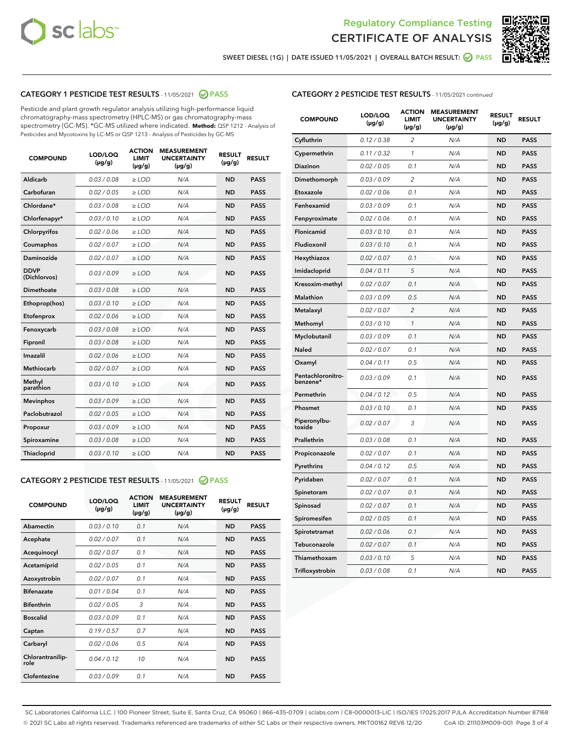Regulatory Compliance Testing
CERTIFICATE OF ANALYSIS

SWEET DIESEL (1G) | DATE ISSUED 11/05/2021 | OVERALL BATCH RESULT: PASS

## CATEGORY 1 PESTICIDE TEST RESULTS - 11/05/2021 PASS

Pesticide and plant growth regulator analysis utilizing high-performance liquid chromatography-mass spectrometry (HPLC-MS) or gas chromatography-mass spectrometry (GC-MS). *GC-MS utilized where indicated. **Method:** QSP 1212 - Analysis of Pesticides and Mycotoxins by LC-MS or QSP 1213 - Analysis of Pesticides by GC-MS

| COMPOUND | LOD/LOQ (μg/g) | ACTION LIMIT (μg/g) | MEASUREMENT UNCERTAINTY (μg/g) | RESULT (μg/g) | RESULT |
|---|---|---|---|---|---|
| Aldicarb | 0.03 / 0.08 | ≥ LOD | N/A | ND | PASS |
| Carbofuran | 0.02 / 0.05 | ≥ LOD | N/A | ND | PASS |
| Chlordane* | 0.03 / 0.08 | ≥ LOD | N/A | ND | PASS |
| Chlorfenapyr* | 0.03 / 0.10 | ≥ LOD | N/A | ND | PASS |
| Chlorpyrifos | 0.02 / 0.06 | ≥ LOD | N/A | ND | PASS |
| Coumaphos | 0.02 / 0.07 | ≥ LOD | N/A | ND | PASS |
| Daminozide | 0.02 / 0.07 | ≥ LOD | N/A | ND | PASS |
| DDVP (Dichlorvos) | 0.03 / 0.09 | ≥ LOD | N/A | ND | PASS |
| Dimethoate | 0.03 / 0.08 | ≥ LOD | N/A | ND | PASS |
| Ethoprop(hos) | 0.03 / 0.10 | ≥ LOD | N/A | ND | PASS |
| Etofenprox | 0.02 / 0.06 | ≥ LOD | N/A | ND | PASS |
| Fenoxycarb | 0.03 / 0.08 | ≥ LOD | N/A | ND | PASS |
| Fipronil | 0.03 / 0.08 | ≥ LOD | N/A | ND | PASS |
| Imazalil | 0.02 / 0.06 | ≥ LOD | N/A | ND | PASS |
| Methiocarb | 0.02 / 0.07 | ≥ LOD | N/A | ND | PASS |
| Methyl parathion | 0.03 / 0.10 | ≥ LOD | N/A | ND | PASS |
| Mevinphos | 0.03 / 0.09 | ≥ LOD | N/A | ND | PASS |
| Paclobutrazol | 0.02 / 0.05 | ≥ LOD | N/A | ND | PASS |
| Propoxur | 0.03 / 0.09 | ≥ LOD | N/A | ND | PASS |
| Spiroxamine | 0.03 / 0.08 | ≥ LOD | N/A | ND | PASS |
| Thiacloprid | 0.03 / 0.10 | ≥ LOD | N/A | ND | PASS |

## CATEGORY 2 PESTICIDE TEST RESULTS - 11/05/2021 PASS

| COMPOUND | LOD/LOQ (μg/g) | ACTION LIMIT (μg/g) | MEASUREMENT UNCERTAINTY (μg/g) | RESULT (μg/g) | RESULT |
|---|---|---|---|---|---|
| Abamectin | 0.03 / 0.10 | 0.1 | N/A | ND | PASS |
| Acephate | 0.02 / 0.07 | 0.1 | N/A | ND | PASS |
| Acequinocyl | 0.02 / 0.07 | 0.1 | N/A | ND | PASS |
| Acetamiprid | 0.02 / 0.05 | 0.1 | N/A | ND | PASS |
| Azoxystrobin | 0.02 / 0.07 | 0.1 | N/A | ND | PASS |
| Bifenazate | 0.01 / 0.04 | 0.1 | N/A | ND | PASS |
| Bifenthrin | 0.02 / 0.05 | 3 | N/A | ND | PASS |
| Boscalid | 0.03 / 0.09 | 0.1 | N/A | ND | PASS |
| Captan | 0.19 / 0.57 | 0.7 | N/A | ND | PASS |
| Carbaryl | 0.02 / 0.06 | 0.5 | N/A | ND | PASS |
| Chlorantraniliprole | 0.04 / 0.12 | 10 | N/A | ND | PASS |
| Clofentezine | 0.03 / 0.09 | 0.1 | N/A | ND | PASS |
| Cyfluthrin | 0.12 / 0.38 | 2 | N/A | ND | PASS |
| Cypermethrin | 0.11 / 0.32 | 1 | N/A | ND | PASS |
| Diazinon | 0.02 / 0.05 | 0.1 | N/A | ND | PASS |
| Dimethomorph | 0.03 / 0.09 | 2 | N/A | ND | PASS |
| Etoxazole | 0.02 / 0.06 | 0.1 | N/A | ND | PASS |
| Fenhexamid | 0.03 / 0.09 | 0.1 | N/A | ND | PASS |
| Fenpyroximate | 0.02 / 0.06 | 0.1 | N/A | ND | PASS |
| Flonicamid | 0.03 / 0.10 | 0.1 | N/A | ND | PASS |
| Fludioxonil | 0.03 / 0.10 | 0.1 | N/A | ND | PASS |
| Hexythiazox | 0.02 / 0.07 | 0.1 | N/A | ND | PASS |
| Imidacloprid | 0.04 / 0.11 | 5 | N/A | ND | PASS |
| Kresoxim-methyl | 0.02 / 0.07 | 0.1 | N/A | ND | PASS |
| Malathion | 0.03 / 0.09 | 0.5 | N/A | ND | PASS |
| Metalaxyl | 0.02 / 0.07 | 2 | N/A | ND | PASS |
| Methomyl | 0.03 / 0.10 | 1 | N/A | ND | PASS |
| Myclobutanil | 0.03 / 0.09 | 0.1 | N/A | ND | PASS |
| Naled | 0.02 / 0.07 | 0.1 | N/A | ND | PASS |
| Oxamyl | 0.04 / 0.11 | 0.5 | N/A | ND | PASS |
| Pentachloronitrobenzene* | 0.03 / 0.09 | 0.1 | N/A | ND | PASS |
| Permethrin | 0.04 / 0.12 | 0.5 | N/A | ND | PASS |
| Phosmet | 0.03 / 0.10 | 0.1 | N/A | ND | PASS |
| Piperonylbutoxide | 0.02 / 0.07 | 3 | N/A | ND | PASS |
| Prallethrin | 0.03 / 0.08 | 0.1 | N/A | ND | PASS |
| Propiconazole | 0.02 / 0.07 | 0.1 | N/A | ND | PASS |
| Pyrethrins | 0.04 / 0.12 | 0.5 | N/A | ND | PASS |
| Pyridaben | 0.02 / 0.07 | 0.1 | N/A | ND | PASS |
| Spinetoram | 0.02 / 0.07 | 0.1 | N/A | ND | PASS |
| Spinosad | 0.02 / 0.07 | 0.1 | N/A | ND | PASS |
| Spiromesifen | 0.02 / 0.05 | 0.1 | N/A | ND | PASS |
| Spirotetramat | 0.02 / 0.06 | 0.1 | N/A | ND | PASS |
| Tebuconazole | 0.02 / 0.07 | 0.1 | N/A | ND | PASS |
| Thiamethoxam | 0.03 / 0.10 | 5 | N/A | ND | PASS |
| Trifloxystrobin | 0.03 / 0.08 | 0.1 | N/A | ND | PASS |

SC Laboratories California LLC. | 100 Pioneer Street, Suite E, Santa Cruz, CA 95060 | 866-435-0709 | sclabs.com | C8-0000013-LIC | ISO/IES 17025:2017 PJLA Accreditation Number 87168
© 2021 SC Labs all rights reserved. Trademarks referenced are trademarks of either SC Labs or their respective owners. MKT00162 REV6 12/20 CoA ID: 211103M009-001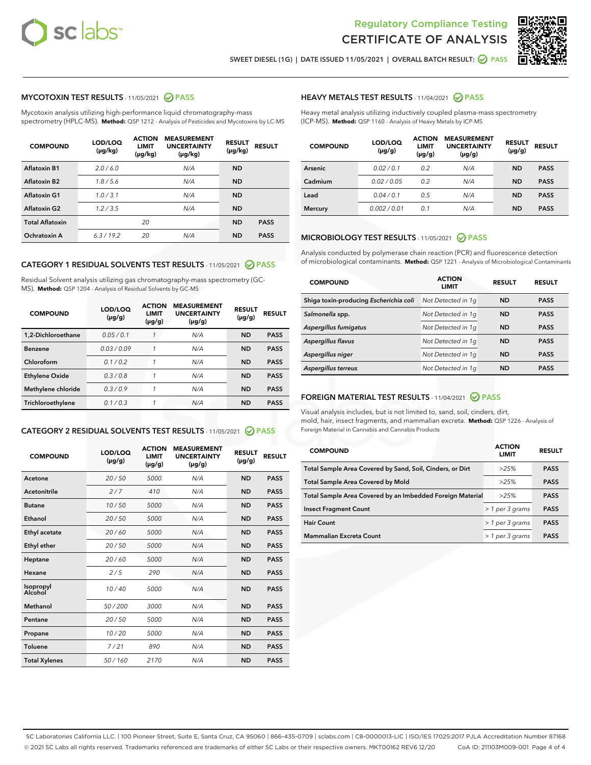Regulatory Compliance Testing

# CERTIFICATE OF ANALYSIS

SWEET DIESEL (1G) | DATE ISSUED 11/05/2021 | OVERALL BATCH RESULT: PASS

## MYCOTOXIN TEST RESULTS - 11/05/2021 PASS

Mycotoxin analysis utilizing high-performance liquid chromatography-mass spectrometry (HPLC-MS). **Method:** QSP 1212 - Analysis of Pesticides and Mycotoxins by LC-MS

| COMPOUND | LOD/LOQ (µg/kg) | ACTION LIMIT (µg/kg) | MEASUREMENT UNCERTAINTY (µg/kg) | RESULT (µg/kg) | RESULT |
|---|---|---|---|---|---|
| Aflatoxin B1 | 2.0 / 6.0 | | N/A | ND | |
| Aflatoxin B2 | 1.8 / 5.6 | | N/A | ND | |
| Aflatoxin G1 | 1.0 / 3.1 | | N/A | ND | |
| Aflatoxin G2 | 1.2 / 3.5 | | N/A | ND | |
| Total Aflatoxin | | 20 | | ND | PASS |
| Ochratoxin A | 6.3 / 19.2 | 20 | N/A | ND | PASS |

## CATEGORY 1 RESIDUAL SOLVENTS TEST RESULTS - 11/05/2021 PASS

Residual Solvent analysis utilizing gas chromatography-mass spectrometry (GC-MS). **Method:** QSP 1204 - Analysis of Residual Solvents by GC-MS

| COMPOUND | LOD/LOQ (µg/g) | ACTION LIMIT (µg/g) | MEASUREMENT UNCERTAINTY (µg/g) | RESULT (µg/g) | RESULT |
|---|---|---|---|---|---|
| 1,2-Dichloroethane | 0.05 / 0.1 | 1 | N/A | ND | PASS |
| Benzene | 0.03 / 0.09 | 1 | N/A | ND | PASS |
| Chloroform | 0.1 / 0.2 | 1 | N/A | ND | PASS |
| Ethylene Oxide | 0.3 / 0.8 | 1 | N/A | ND | PASS |
| Methylene chloride | 0.3 / 0.9 | 1 | N/A | ND | PASS |
| Trichloroethylene | 0.1 / 0.3 | 1 | N/A | ND | PASS |

## CATEGORY 2 RESIDUAL SOLVENTS TEST RESULTS - 11/05/2021 PASS

| COMPOUND | LOD/LOQ (µg/g) | ACTION LIMIT (µg/g) | MEASUREMENT UNCERTAINTY (µg/g) | RESULT (µg/g) | RESULT |
|---|---|---|---|---|---|
| Acetone | 20 / 50 | 5000 | N/A | ND | PASS |
| Acetonitrile | 2 / 7 | 410 | N/A | ND | PASS |
| Butane | 10 / 50 | 5000 | N/A | ND | PASS |
| Ethanol | 20 / 50 | 5000 | N/A | ND | PASS |
| Ethyl acetate | 20 / 60 | 5000 | N/A | ND | PASS |
| Ethyl ether | 20 / 50 | 5000 | N/A | ND | PASS |
| Heptane | 20 / 60 | 5000 | N/A | ND | PASS |
| Hexane | 2 / 5 | 290 | N/A | ND | PASS |
| Isopropyl Alcohol | 10 / 40 | 5000 | N/A | ND | PASS |
| Methanol | 50 / 200 | 3000 | N/A | ND | PASS |
| Pentane | 20 / 50 | 5000 | N/A | ND | PASS |
| Propane | 10 / 20 | 5000 | N/A | ND | PASS |
| Toluene | 7 / 21 | 890 | N/A | ND | PASS |
| Total Xylenes | 50 / 160 | 2170 | N/A | ND | PASS |

## HEAVY METALS TEST RESULTS - 11/04/2021 PASS

Heavy metal analysis utilizing inductively coupled plasma-mass spectrometry (ICP-MS). **Method:** QSP 1160 - Analysis of Heavy Metals by ICP-MS

| COMPOUND | LOD/LOQ (µg/g) | ACTION LIMIT (µg/g) | MEASUREMENT UNCERTAINTY (µg/g) | RESULT (µg/g) | RESULT |
|---|---|---|---|---|---|
| Arsenic | 0.02 / 0.1 | 0.2 | N/A | ND | PASS |
| Cadmium | 0.02 / 0.05 | 0.2 | N/A | ND | PASS |
| Lead | 0.04 / 0.1 | 0.5 | N/A | ND | PASS |
| Mercury | 0.002 / 0.01 | 0.1 | N/A | ND | PASS |

## MICROBIOLOGY TEST RESULTS - 11/05/2021 PASS

Analysis conducted by polymerase chain reaction (PCR) and fluorescence detection of microbiological contaminants. **Method:** QSP 1221 - Analysis of Microbiological Contaminants

| COMPOUND | ACTION LIMIT | RESULT | RESULT |
|---|---|---|---|
| Shiga toxin-producing *Escherichia coli* | Not Detected in 1g | ND | PASS |
| *Salmonella* spp. | Not Detected in 1g | ND | PASS |
| *Aspergillus fumigatus* | Not Detected in 1g | ND | PASS |
| *Aspergillus flavus* | Not Detected in 1g | ND | PASS |
| *Aspergillus niger* | Not Detected in 1g | ND | PASS |
| *Aspergillus terreus* | Not Detected in 1g | ND | PASS |

## FOREIGN MATERIAL TEST RESULTS - 11/04/2021 PASS

Visual analysis includes, but is not limited to, sand, soil, cinders, dirt, mold, hair, insect fragments, and mammalian excreta. **Method:** QSP 1226 - Analysis of Foreign Material in Cannabis and Cannabis Products

| COMPOUND | ACTION LIMIT | RESULT |
|---|---|---|
| Total Sample Area Covered by Sand, Soil, Cinders, or Dirt | >25% | PASS |
| Total Sample Area Covered by Mold | >25% | PASS |
| Total Sample Area Covered by an Imbedded Foreign Material | >25% | PASS |
| Insect Fragment Count | > 1 per 3 grams | PASS |
| Hair Count | > 1 per 3 grams | PASS |
| Mammalian Excreta Count | > 1 per 3 grams | PASS |

SC Laboratories California LLC. | 100 Pioneer Street, Suite E, Santa Cruz, CA 95060 | 866-435-0709 | sclabs.com | C8-0000013-LIC | ISO/IES 17025:2017 PJLA Accreditation Number 87168
© 2021 SC Labs all rights reserved. Trademarks referenced are trademarks of either SC Labs or their respective owners. MKT00162 REV6 12/20 CoA ID: 211103M009-001